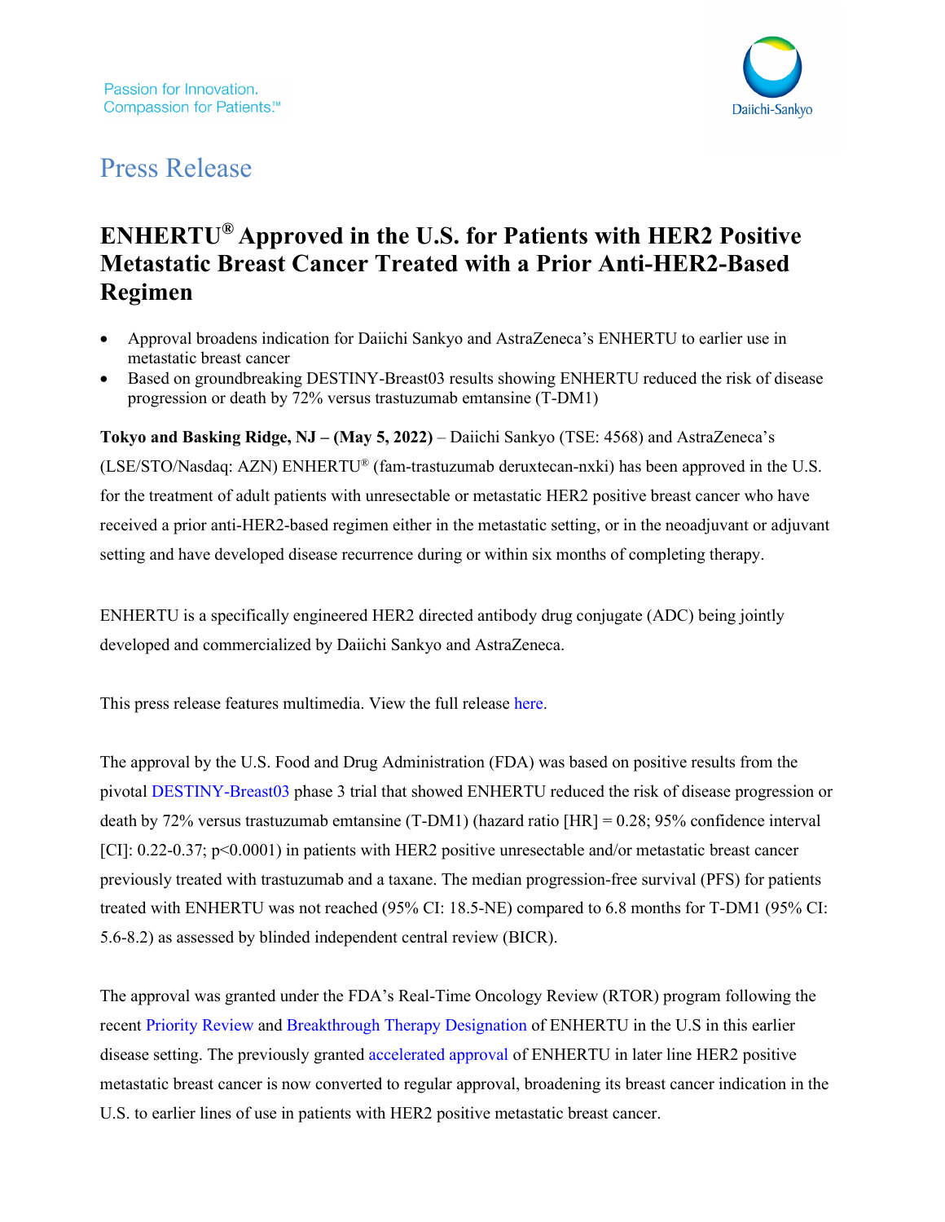Passion for Innovation.
Compassion for Patients.℠

Daiichi-Sankyo

# Press Release

## ENHERTU® Approved in the U.S. for Patients with HER2 Positive Metastatic Breast Cancer Treated with a Prior Anti-HER2-Based Regimen

- Approval broadens indication for Daiichi Sankyo and AstraZeneca's ENHERTU to earlier use in metastatic breast cancer
- Based on groundbreaking DESTINY-Breast03 results showing ENHERTU reduced the risk of disease progression or death by 72% versus trastuzumab emtansine (T-DM1)

**Tokyo and Basking Ridge, NJ – (May 5, 2022)** – Daiichi Sankyo (TSE: 4568) and AstraZeneca's (LSE/STO/Nasdaq: AZN) ENHERTU® (fam-trastuzumab deruxtecan-nxki) has been approved in the U.S. for the treatment of adult patients with unresectable or metastatic HER2 positive breast cancer who have received a prior anti-HER2-based regimen either in the metastatic setting, or in the neoadjuvant or adjuvant setting and have developed disease recurrence during or within six months of completing therapy.

ENHERTU is a specifically engineered HER2 directed antibody drug conjugate (ADC) being jointly developed and commercialized by Daiichi Sankyo and AstraZeneca.

This press release features multimedia. View the full release here.

The approval by the U.S. Food and Drug Administration (FDA) was based on positive results from the pivotal DESTINY-Breast03 phase 3 trial that showed ENHERTU reduced the risk of disease progression or death by 72% versus trastuzumab emtansine (T-DM1) (hazard ratio [HR] = 0.28; 95% confidence interval [CI]: 0.22-0.37; p<0.0001) in patients with HER2 positive unresectable and/or metastatic breast cancer previously treated with trastuzumab and a taxane. The median progression-free survival (PFS) for patients treated with ENHERTU was not reached (95% CI: 18.5-NE) compared to 6.8 months for T-DM1 (95% CI: 5.6-8.2) as assessed by blinded independent central review (BICR).

The approval was granted under the FDA's Real-Time Oncology Review (RTOR) program following the recent Priority Review and Breakthrough Therapy Designation of ENHERTU in the U.S in this earlier disease setting. The previously granted accelerated approval of ENHERTU in later line HER2 positive metastatic breast cancer is now converted to regular approval, broadening its breast cancer indication in the U.S. to earlier lines of use in patients with HER2 positive metastatic breast cancer.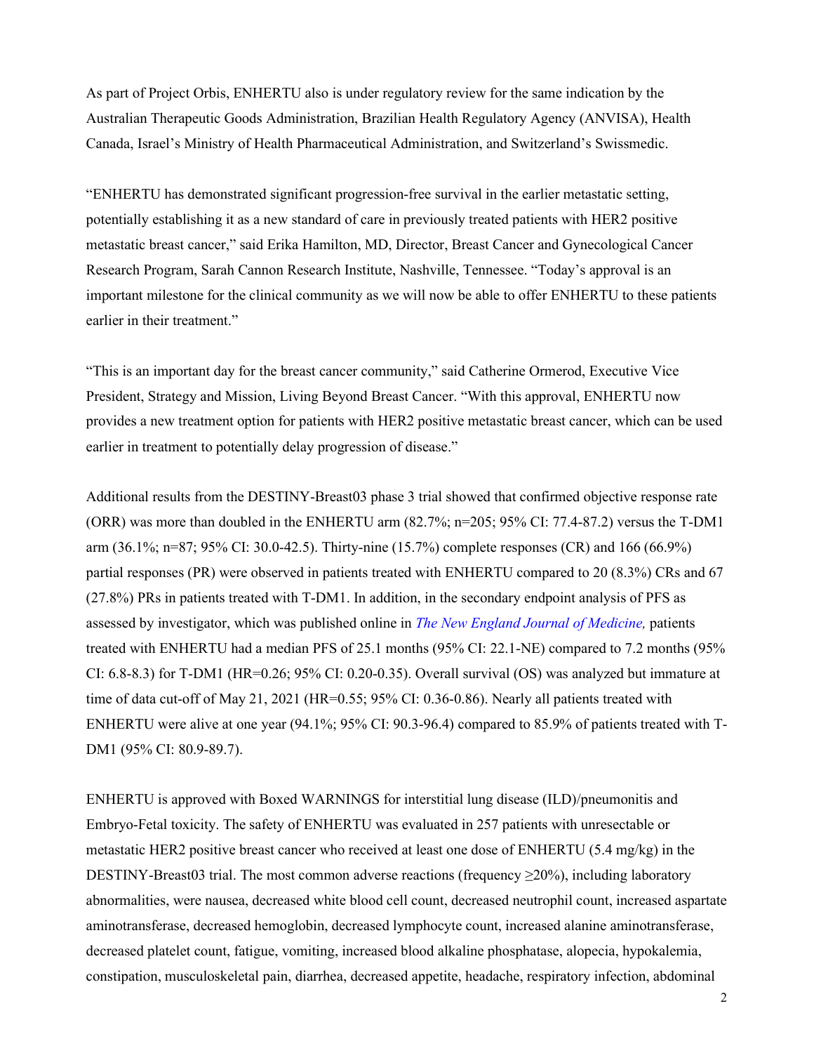As part of Project Orbis, ENHERTU also is under regulatory review for the same indication by the Australian Therapeutic Goods Administration, Brazilian Health Regulatory Agency (ANVISA), Health Canada, Israel's Ministry of Health Pharmaceutical Administration, and Switzerland's Swissmedic.

"ENHERTU has demonstrated significant progression-free survival in the earlier metastatic setting, potentially establishing it as a new standard of care in previously treated patients with HER2 positive metastatic breast cancer," said Erika Hamilton, MD, Director, Breast Cancer and Gynecological Cancer Research Program, Sarah Cannon Research Institute, Nashville, Tennessee. "Today's approval is an important milestone for the clinical community as we will now be able to offer ENHERTU to these patients earlier in their treatment."

"This is an important day for the breast cancer community," said Catherine Ormerod, Executive Vice President, Strategy and Mission, Living Beyond Breast Cancer. "With this approval, ENHERTU now provides a new treatment option for patients with HER2 positive metastatic breast cancer, which can be used earlier in treatment to potentially delay progression of disease."

Additional results from the DESTINY-Breast03 phase 3 trial showed that confirmed objective response rate (ORR) was more than doubled in the ENHERTU arm (82.7%; n=205; 95% CI: 77.4-87.2) versus the T-DM1 arm (36.1%; n=87; 95% CI: 30.0-42.5). Thirty-nine (15.7%) complete responses (CR) and 166 (66.9%) partial responses (PR) were observed in patients treated with ENHERTU compared to 20 (8.3%) CRs and 67 (27.8%) PRs in patients treated with T-DM1. In addition, in the secondary endpoint analysis of PFS as assessed by investigator, which was published online in *The New England Journal of Medicine,* patients treated with ENHERTU had a median PFS of 25.1 months (95% CI: 22.1-NE) compared to 7.2 months (95% CI: 6.8-8.3) for T-DM1 (HR=0.26; 95% CI: 0.20-0.35). Overall survival (OS) was analyzed but immature at time of data cut-off of May 21, 2021 (HR=0.55; 95% CI: 0.36-0.86). Nearly all patients treated with ENHERTU were alive at one year (94.1%; 95% CI: 90.3-96.4) compared to 85.9% of patients treated with T-DM1 (95% CI: 80.9-89.7).

ENHERTU is approved with Boxed WARNINGS for interstitial lung disease (ILD)/pneumonitis and Embryo-Fetal toxicity. The safety of ENHERTU was evaluated in 257 patients with unresectable or metastatic HER2 positive breast cancer who received at least one dose of ENHERTU (5.4 mg/kg) in the DESTINY-Breast03 trial. The most common adverse reactions (frequency ≥20%), including laboratory abnormalities, were nausea, decreased white blood cell count, decreased neutrophil count, increased aspartate aminotransferase, decreased hemoglobin, decreased lymphocyte count, increased alanine aminotransferase, decreased platelet count, fatigue, vomiting, increased blood alkaline phosphatase, alopecia, hypokalemia, constipation, musculoskeletal pain, diarrhea, decreased appetite, headache, respiratory infection, abdominal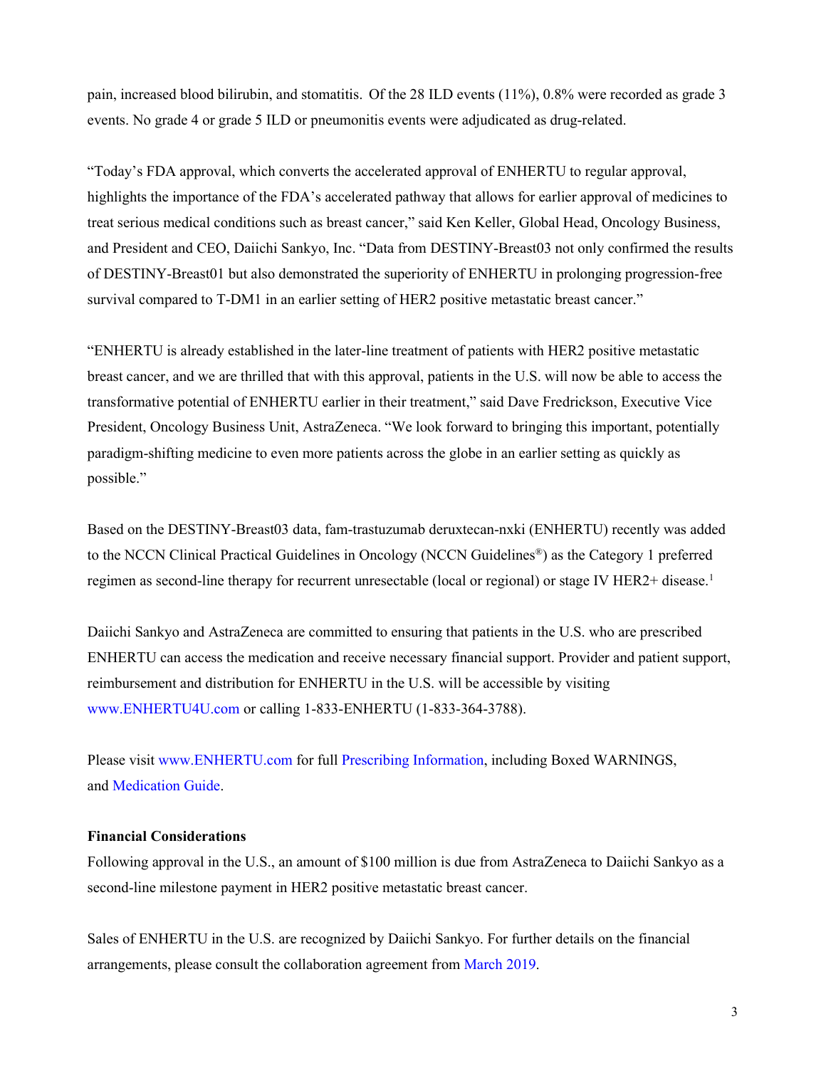pain, increased blood bilirubin, and stomatitis. Of the 28 ILD events (11%), 0.8% were recorded as grade 3 events. No grade 4 or grade 5 ILD or pneumonitis events were adjudicated as drug-related.

"Today's FDA approval, which converts the accelerated approval of ENHERTU to regular approval, highlights the importance of the FDA's accelerated pathway that allows for earlier approval of medicines to treat serious medical conditions such as breast cancer," said Ken Keller, Global Head, Oncology Business, and President and CEO, Daiichi Sankyo, Inc. "Data from DESTINY-Breast03 not only confirmed the results of DESTINY-Breast01 but also demonstrated the superiority of ENHERTU in prolonging progression-free survival compared to T-DM1 in an earlier setting of HER2 positive metastatic breast cancer."

"ENHERTU is already established in the later-line treatment of patients with HER2 positive metastatic breast cancer, and we are thrilled that with this approval, patients in the U.S. will now be able to access the transformative potential of ENHERTU earlier in their treatment," said Dave Fredrickson, Executive Vice President, Oncology Business Unit, AstraZeneca. "We look forward to bringing this important, potentially paradigm-shifting medicine to even more patients across the globe in an earlier setting as quickly as possible."

Based on the DESTINY-Breast03 data, fam-trastuzumab deruxtecan-nxki (ENHERTU) recently was added to the NCCN Clinical Practical Guidelines in Oncology (NCCN Guidelines®) as the Category 1 preferred regimen as second-line therapy for recurrent unresectable (local or regional) or stage IV HER2+ disease.[1]

Daiichi Sankyo and AstraZeneca are committed to ensuring that patients in the U.S. who are prescribed ENHERTU can access the medication and receive necessary financial support. Provider and patient support, reimbursement and distribution for ENHERTU in the U.S. will be accessible by visiting www.ENHERTU4U.com or calling 1-833-ENHERTU (1-833-364-3788).

Please visit www.ENHERTU.com for full Prescribing Information, including Boxed WARNINGS, and Medication Guide.

**Financial Considerations**

Following approval in the U.S., an amount of $100 million is due from AstraZeneca to Daiichi Sankyo as a second-line milestone payment in HER2 positive metastatic breast cancer.

Sales of ENHERTU in the U.S. are recognized by Daiichi Sankyo. For further details on the financial arrangements, please consult the collaboration agreement from March 2019.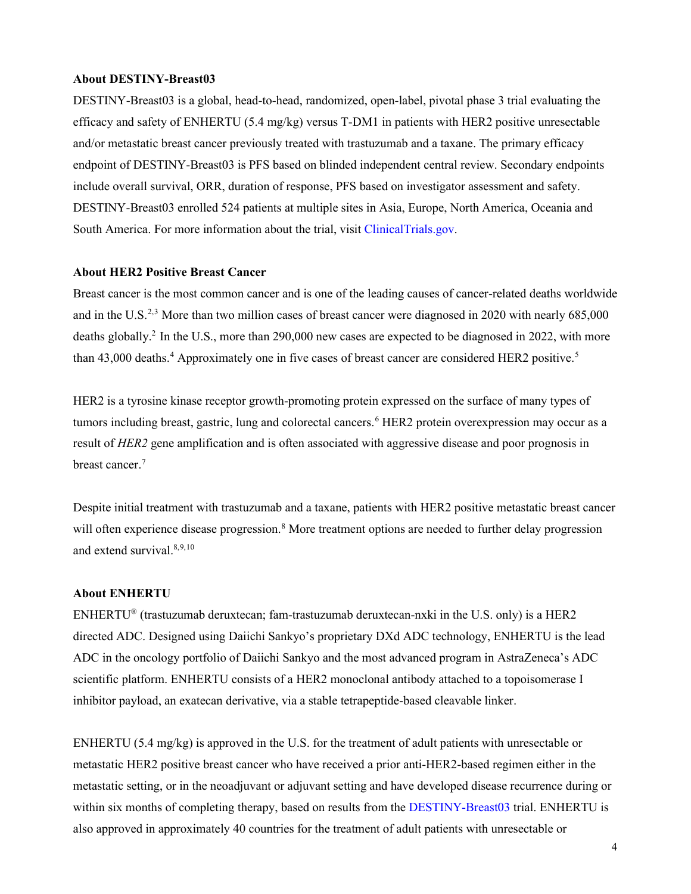## About DESTINY-Breast03

DESTINY-Breast03 is a global, head-to-head, randomized, open-label, pivotal phase 3 trial evaluating the efficacy and safety of ENHERTU (5.4 mg/kg) versus T-DM1 in patients with HER2 positive unresectable and/or metastatic breast cancer previously treated with trastuzumab and a taxane. The primary efficacy endpoint of DESTINY-Breast03 is PFS based on blinded independent central review. Secondary endpoints include overall survival, ORR, duration of response, PFS based on investigator assessment and safety. DESTINY-Breast03 enrolled 524 patients at multiple sites in Asia, Europe, North America, Oceania and South America. For more information about the trial, visit ClinicalTrials.gov.

## About HER2 Positive Breast Cancer

Breast cancer is the most common cancer and is one of the leading causes of cancer-related deaths worldwide and in the U.S.[2,3] More than two million cases of breast cancer were diagnosed in 2020 with nearly 685,000 deaths globally.[2] In the U.S., more than 290,000 new cases are expected to be diagnosed in 2022, with more than 43,000 deaths.[4] Approximately one in five cases of breast cancer are considered HER2 positive.[5]

HER2 is a tyrosine kinase receptor growth-promoting protein expressed on the surface of many types of tumors including breast, gastric, lung and colorectal cancers.[6] HER2 protein overexpression may occur as a result of *HER2* gene amplification and is often associated with aggressive disease and poor prognosis in breast cancer.[7]

Despite initial treatment with trastuzumab and a taxane, patients with HER2 positive metastatic breast cancer will often experience disease progression.[8] More treatment options are needed to further delay progression and extend survival.[8,9,10]

## About ENHERTU

ENHERTU® (trastuzumab deruxtecan; fam-trastuzumab deruxtecan-nxki in the U.S. only) is a HER2 directed ADC. Designed using Daiichi Sankyo's proprietary DXd ADC technology, ENHERTU is the lead ADC in the oncology portfolio of Daiichi Sankyo and the most advanced program in AstraZeneca's ADC scientific platform. ENHERTU consists of a HER2 monoclonal antibody attached to a topoisomerase I inhibitor payload, an exatecan derivative, via a stable tetrapeptide-based cleavable linker.

ENHERTU (5.4 mg/kg) is approved in the U.S. for the treatment of adult patients with unresectable or metastatic HER2 positive breast cancer who have received a prior anti-HER2-based regimen either in the metastatic setting, or in the neoadjuvant or adjuvant setting and have developed disease recurrence during or within six months of completing therapy, based on results from the DESTINY-Breast03 trial. ENHERTU is also approved in approximately 40 countries for the treatment of adult patients with unresectable or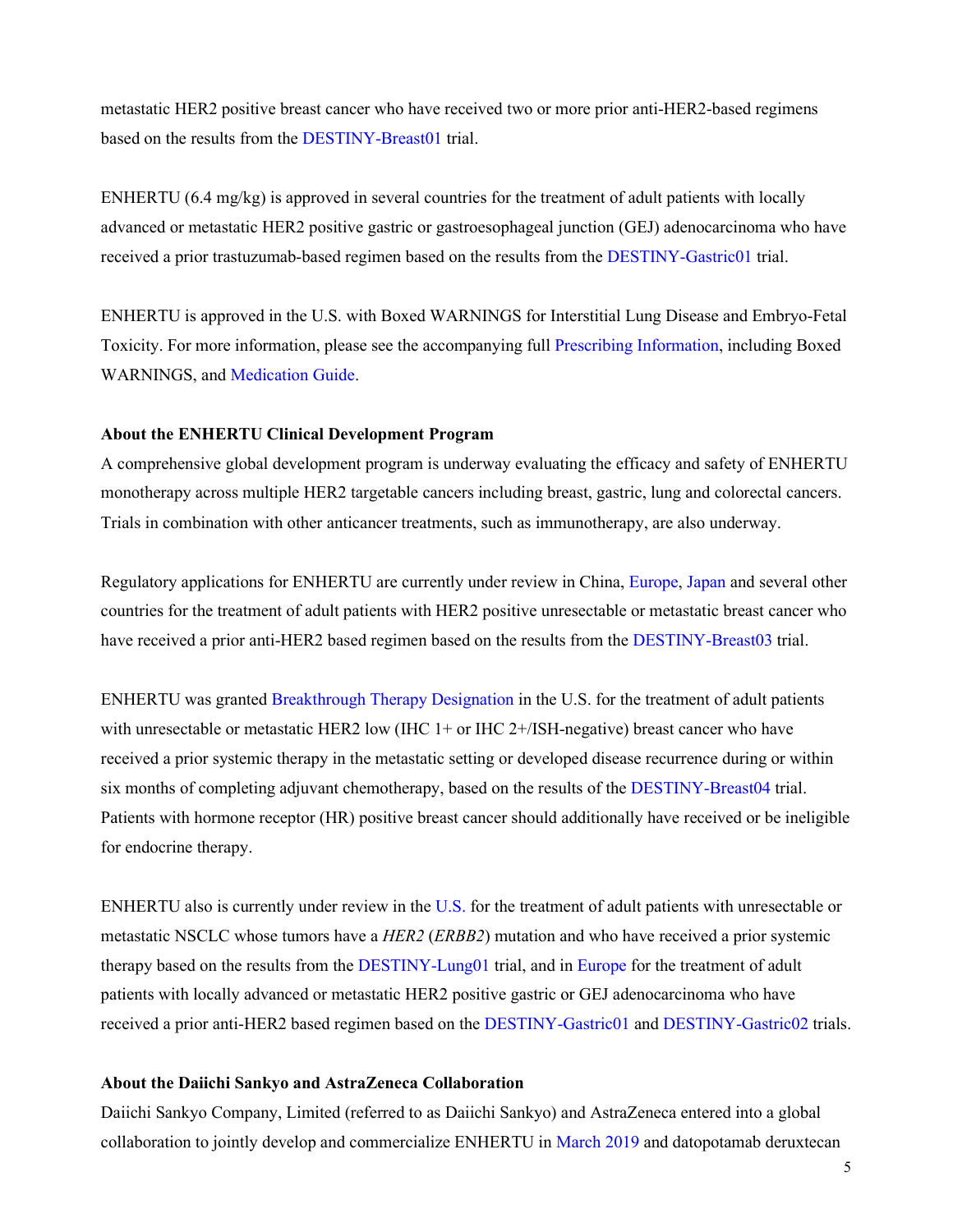metastatic HER2 positive breast cancer who have received two or more prior anti-HER2-based regimens based on the results from the DESTINY-Breast01 trial.

ENHERTU (6.4 mg/kg) is approved in several countries for the treatment of adult patients with locally advanced or metastatic HER2 positive gastric or gastroesophageal junction (GEJ) adenocarcinoma who have received a prior trastuzumab-based regimen based on the results from the DESTINY-Gastric01 trial.

ENHERTU is approved in the U.S. with Boxed WARNINGS for Interstitial Lung Disease and Embryo-Fetal Toxicity. For more information, please see the accompanying full Prescribing Information, including Boxed WARNINGS, and Medication Guide.

**About the ENHERTU Clinical Development Program**

A comprehensive global development program is underway evaluating the efficacy and safety of ENHERTU monotherapy across multiple HER2 targetable cancers including breast, gastric, lung and colorectal cancers. Trials in combination with other anticancer treatments, such as immunotherapy, are also underway.

Regulatory applications for ENHERTU are currently under review in China, Europe, Japan and several other countries for the treatment of adult patients with HER2 positive unresectable or metastatic breast cancer who have received a prior anti-HER2 based regimen based on the results from the DESTINY-Breast03 trial.

ENHERTU was granted Breakthrough Therapy Designation in the U.S. for the treatment of adult patients with unresectable or metastatic HER2 low (IHC 1+ or IHC 2+/ISH-negative) breast cancer who have received a prior systemic therapy in the metastatic setting or developed disease recurrence during or within six months of completing adjuvant chemotherapy, based on the results of the DESTINY-Breast04 trial. Patients with hormone receptor (HR) positive breast cancer should additionally have received or be ineligible for endocrine therapy.

ENHERTU also is currently under review in the U.S. for the treatment of adult patients with unresectable or metastatic NSCLC whose tumors have a *HER2* (*ERBB2*) mutation and who have received a prior systemic therapy based on the results from the DESTINY-Lung01 trial, and in Europe for the treatment of adult patients with locally advanced or metastatic HER2 positive gastric or GEJ adenocarcinoma who have received a prior anti-HER2 based regimen based on the DESTINY-Gastric01 and DESTINY-Gastric02 trials.

**About the Daiichi Sankyo and AstraZeneca Collaboration**

Daiichi Sankyo Company, Limited (referred to as Daiichi Sankyo) and AstraZeneca entered into a global collaboration to jointly develop and commercialize ENHERTU in March 2019 and datopotamab deruxtecan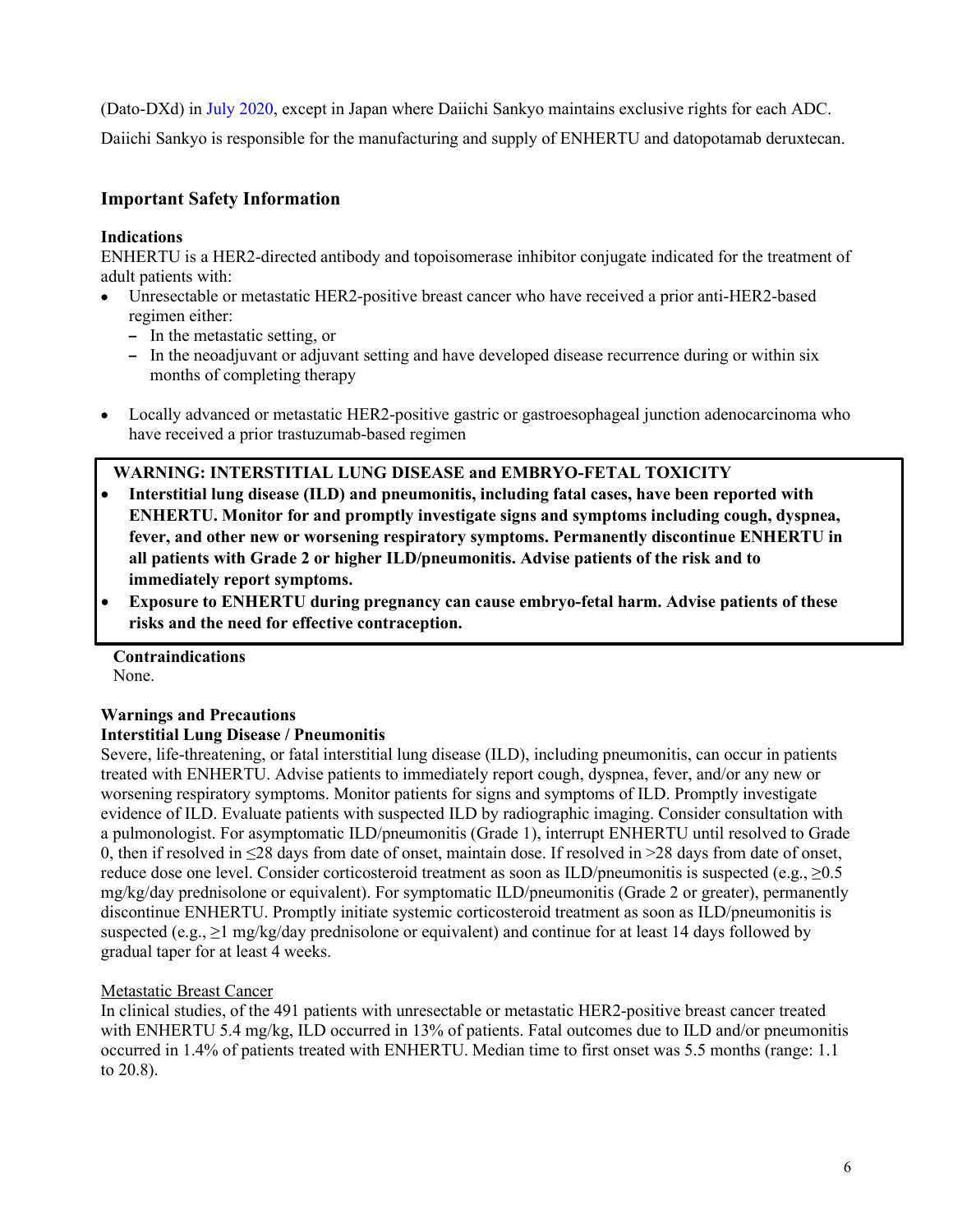(Dato-DXd) in July 2020, except in Japan where Daiichi Sankyo maintains exclusive rights for each ADC.

Daiichi Sankyo is responsible for the manufacturing and supply of ENHERTU and datopotamab deruxtecan.

## Important Safety Information

### Indications

ENHERTU is a HER2-directed antibody and topoisomerase inhibitor conjugate indicated for the treatment of adult patients with:

- Unresectable or metastatic HER2-positive breast cancer who have received a prior anti-HER2-based regimen either:
  - In the metastatic setting, or
  - In the neoadjuvant or adjuvant setting and have developed disease recurrence during or within six months of completing therapy
- Locally advanced or metastatic HER2-positive gastric or gastroesophageal junction adenocarcinoma who have received a prior trastuzumab-based regimen

**WARNING: INTERSTITIAL LUNG DISEASE and EMBRYO-FETAL TOXICITY**

- **Interstitial lung disease (ILD) and pneumonitis, including fatal cases, have been reported with ENHERTU. Monitor for and promptly investigate signs and symptoms including cough, dyspnea, fever, and other new or worsening respiratory symptoms. Permanently discontinue ENHERTU in all patients with Grade 2 or higher ILD/pneumonitis. Advise patients of the risk and to immediately report symptoms.**
- **Exposure to ENHERTU during pregnancy can cause embryo-fetal harm. Advise patients of these risks and the need for effective contraception.**

### Contraindications

None.

### Warnings and Precautions

**Interstitial Lung Disease / Pneumonitis**

Severe, life-threatening, or fatal interstitial lung disease (ILD), including pneumonitis, can occur in patients treated with ENHERTU. Advise patients to immediately report cough, dyspnea, fever, and/or any new or worsening respiratory symptoms. Monitor patients for signs and symptoms of ILD. Promptly investigate evidence of ILD. Evaluate patients with suspected ILD by radiographic imaging. Consider consultation with a pulmonologist. For asymptomatic ILD/pneumonitis (Grade 1), interrupt ENHERTU until resolved to Grade 0, then if resolved in ≤28 days from date of onset, maintain dose. If resolved in >28 days from date of onset, reduce dose one level. Consider corticosteroid treatment as soon as ILD/pneumonitis is suspected (e.g., ≥0.5 mg/kg/day prednisolone or equivalent). For symptomatic ILD/pneumonitis (Grade 2 or greater), permanently discontinue ENHERTU. Promptly initiate systemic corticosteroid treatment as soon as ILD/pneumonitis is suspected (e.g., ≥1 mg/kg/day prednisolone or equivalent) and continue for at least 14 days followed by gradual taper for at least 4 weeks.

<u>Metastatic Breast Cancer</u>

In clinical studies, of the 491 patients with unresectable or metastatic HER2-positive breast cancer treated with ENHERTU 5.4 mg/kg, ILD occurred in 13% of patients. Fatal outcomes due to ILD and/or pneumonitis occurred in 1.4% of patients treated with ENHERTU. Median time to first onset was 5.5 months (range: 1.1 to 20.8).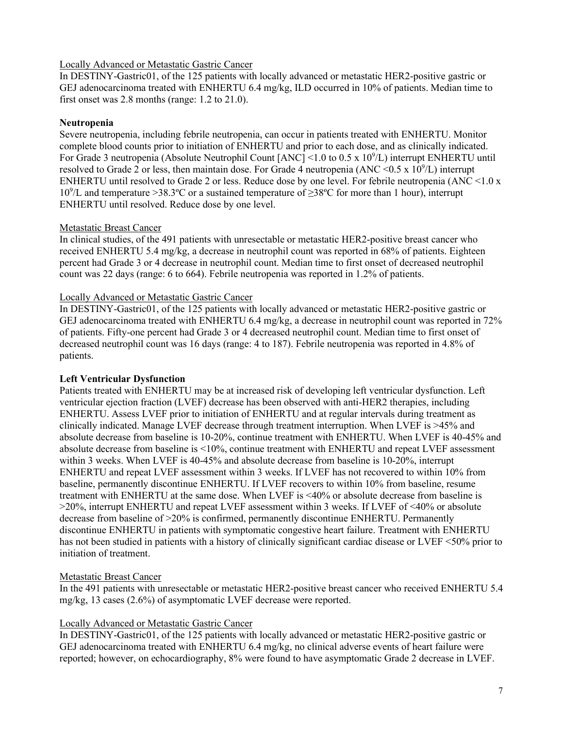Locally Advanced or Metastatic Gastric Cancer

In DESTINY-Gastric01, of the 125 patients with locally advanced or metastatic HER2-positive gastric or GEJ adenocarcinoma treated with ENHERTU 6.4 mg/kg, ILD occurred in 10% of patients. Median time to first onset was 2.8 months (range: 1.2 to 21.0).

**Neutropenia**

Severe neutropenia, including febrile neutropenia, can occur in patients treated with ENHERTU. Monitor complete blood counts prior to initiation of ENHERTU and prior to each dose, and as clinically indicated. For Grade 3 neutropenia (Absolute Neutrophil Count [ANC] <1.0 to 0.5 x $10^9$/L) interrupt ENHERTU until resolved to Grade 2 or less, then maintain dose. For Grade 4 neutropenia (ANC <0.5 x $10^9$/L) interrupt ENHERTU until resolved to Grade 2 or less. Reduce dose by one level. For febrile neutropenia (ANC <1.0 x $10^9$/L and temperature >38.3ºC or a sustained temperature of ≥38ºC for more than 1 hour), interrupt ENHERTU until resolved. Reduce dose by one level.

Metastatic Breast Cancer

In clinical studies, of the 491 patients with unresectable or metastatic HER2-positive breast cancer who received ENHERTU 5.4 mg/kg, a decrease in neutrophil count was reported in 68% of patients. Eighteen percent had Grade 3 or 4 decrease in neutrophil count. Median time to first onset of decreased neutrophil count was 22 days (range: 6 to 664). Febrile neutropenia was reported in 1.2% of patients.

Locally Advanced or Metastatic Gastric Cancer

In DESTINY-Gastric01, of the 125 patients with locally advanced or metastatic HER2-positive gastric or GEJ adenocarcinoma treated with ENHERTU 6.4 mg/kg, a decrease in neutrophil count was reported in 72% of patients. Fifty-one percent had Grade 3 or 4 decreased neutrophil count. Median time to first onset of decreased neutrophil count was 16 days (range: 4 to 187). Febrile neutropenia was reported in 4.8% of patients.

**Left Ventricular Dysfunction**

Patients treated with ENHERTU may be at increased risk of developing left ventricular dysfunction. Left ventricular ejection fraction (LVEF) decrease has been observed with anti-HER2 therapies, including ENHERTU. Assess LVEF prior to initiation of ENHERTU and at regular intervals during treatment as clinically indicated. Manage LVEF decrease through treatment interruption. When LVEF is >45% and absolute decrease from baseline is 10-20%, continue treatment with ENHERTU. When LVEF is 40-45% and absolute decrease from baseline is <10%, continue treatment with ENHERTU and repeat LVEF assessment within 3 weeks. When LVEF is 40-45% and absolute decrease from baseline is 10-20%, interrupt ENHERTU and repeat LVEF assessment within 3 weeks. If LVEF has not recovered to within 10% from baseline, permanently discontinue ENHERTU. If LVEF recovers to within 10% from baseline, resume treatment with ENHERTU at the same dose. When LVEF is <40% or absolute decrease from baseline is >20%, interrupt ENHERTU and repeat LVEF assessment within 3 weeks. If LVEF of <40% or absolute decrease from baseline of >20% is confirmed, permanently discontinue ENHERTU. Permanently discontinue ENHERTU in patients with symptomatic congestive heart failure. Treatment with ENHERTU has not been studied in patients with a history of clinically significant cardiac disease or LVEF <50% prior to initiation of treatment.

Metastatic Breast Cancer

In the 491 patients with unresectable or metastatic HER2-positive breast cancer who received ENHERTU 5.4 mg/kg, 13 cases (2.6%) of asymptomatic LVEF decrease were reported.

Locally Advanced or Metastatic Gastric Cancer

In DESTINY-Gastric01, of the 125 patients with locally advanced or metastatic HER2-positive gastric or GEJ adenocarcinoma treated with ENHERTU 6.4 mg/kg, no clinical adverse events of heart failure were reported; however, on echocardiography, 8% were found to have asymptomatic Grade 2 decrease in LVEF.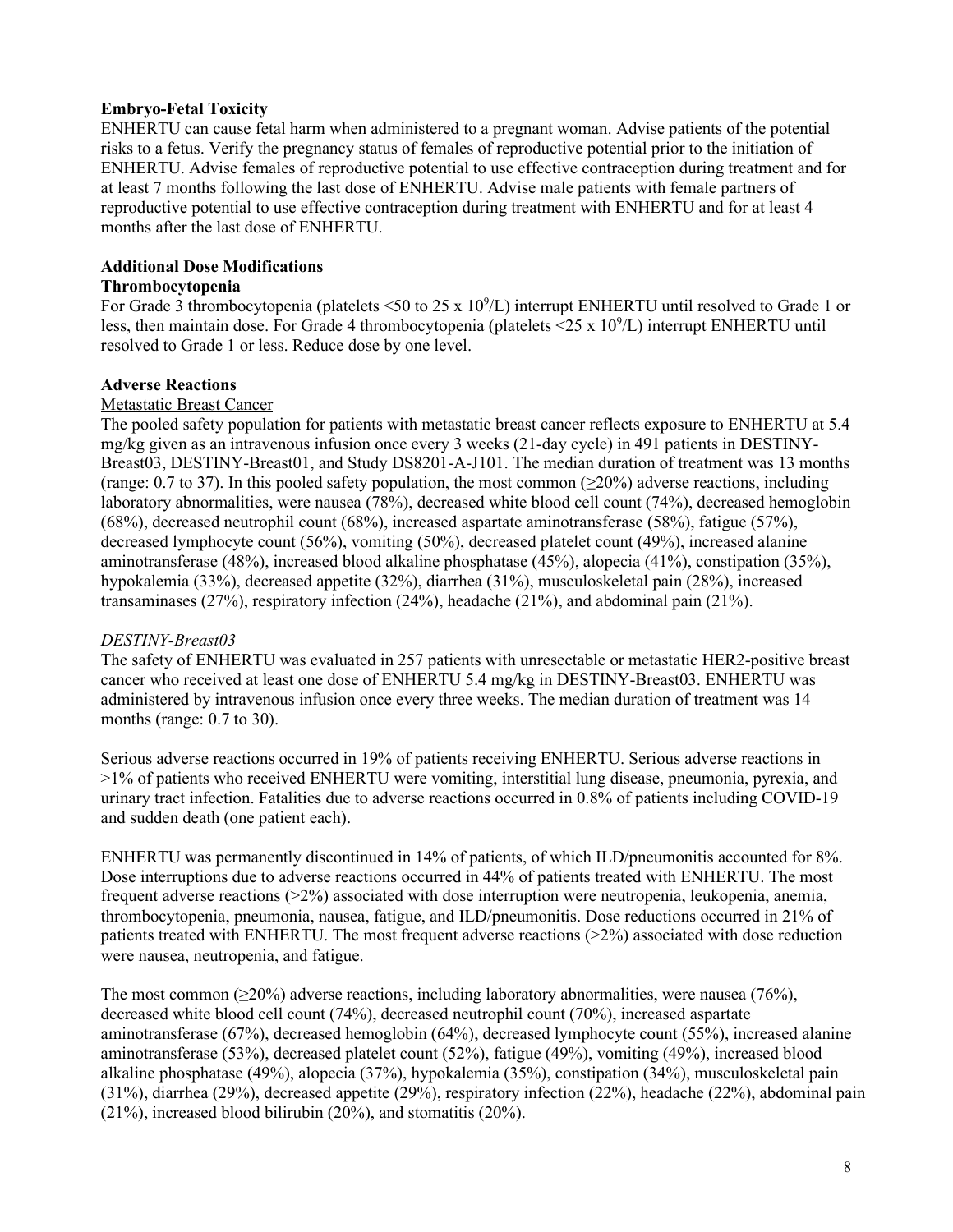**Embryo-Fetal Toxicity**

ENHERTU can cause fetal harm when administered to a pregnant woman. Advise patients of the potential risks to a fetus. Verify the pregnancy status of females of reproductive potential prior to the initiation of ENHERTU. Advise females of reproductive potential to use effective contraception during treatment and for at least 7 months following the last dose of ENHERTU. Advise male patients with female partners of reproductive potential to use effective contraception during treatment with ENHERTU and for at least 4 months after the last dose of ENHERTU.

**Additional Dose Modifications**

**Thrombocytopenia**

For Grade 3 thrombocytopenia (platelets <50 to 25 x $10^9$/L) interrupt ENHERTU until resolved to Grade 1 or less, then maintain dose. For Grade 4 thrombocytopenia (platelets <25 x $10^9$/L) interrupt ENHERTU until resolved to Grade 1 or less. Reduce dose by one level.

**Adverse Reactions**

Metastatic Breast Cancer

The pooled safety population for patients with metastatic breast cancer reflects exposure to ENHERTU at 5.4 mg/kg given as an intravenous infusion once every 3 weeks (21-day cycle) in 491 patients in DESTINY-Breast03, DESTINY-Breast01, and Study DS8201-A-J101. The median duration of treatment was 13 months (range: 0.7 to 37). In this pooled safety population, the most common (≥20%) adverse reactions, including laboratory abnormalities, were nausea (78%), decreased white blood cell count (74%), decreased hemoglobin (68%), decreased neutrophil count (68%), increased aspartate aminotransferase (58%), fatigue (57%), decreased lymphocyte count (56%), vomiting (50%), decreased platelet count (49%), increased alanine aminotransferase (48%), increased blood alkaline phosphatase (45%), alopecia (41%), constipation (35%), hypokalemia (33%), decreased appetite (32%), diarrhea (31%), musculoskeletal pain (28%), increased transaminases (27%), respiratory infection (24%), headache (21%), and abdominal pain (21%).

*DESTINY-Breast03*

The safety of ENHERTU was evaluated in 257 patients with unresectable or metastatic HER2-positive breast cancer who received at least one dose of ENHERTU 5.4 mg/kg in DESTINY-Breast03. ENHERTU was administered by intravenous infusion once every three weeks. The median duration of treatment was 14 months (range: 0.7 to 30).

Serious adverse reactions occurred in 19% of patients receiving ENHERTU. Serious adverse reactions in >1% of patients who received ENHERTU were vomiting, interstitial lung disease, pneumonia, pyrexia, and urinary tract infection. Fatalities due to adverse reactions occurred in 0.8% of patients including COVID-19 and sudden death (one patient each).

ENHERTU was permanently discontinued in 14% of patients, of which ILD/pneumonitis accounted for 8%. Dose interruptions due to adverse reactions occurred in 44% of patients treated with ENHERTU. The most frequent adverse reactions (>2%) associated with dose interruption were neutropenia, leukopenia, anemia, thrombocytopenia, pneumonia, nausea, fatigue, and ILD/pneumonitis. Dose reductions occurred in 21% of patients treated with ENHERTU. The most frequent adverse reactions (>2%) associated with dose reduction were nausea, neutropenia, and fatigue.

The most common (≥20%) adverse reactions, including laboratory abnormalities, were nausea (76%), decreased white blood cell count (74%), decreased neutrophil count (70%), increased aspartate aminotransferase (67%), decreased hemoglobin (64%), decreased lymphocyte count (55%), increased alanine aminotransferase (53%), decreased platelet count (52%), fatigue (49%), vomiting (49%), increased blood alkaline phosphatase (49%), alopecia (37%), hypokalemia (35%), constipation (34%), musculoskeletal pain (31%), diarrhea (29%), decreased appetite (29%), respiratory infection (22%), headache (22%), abdominal pain (21%), increased blood bilirubin (20%), and stomatitis (20%).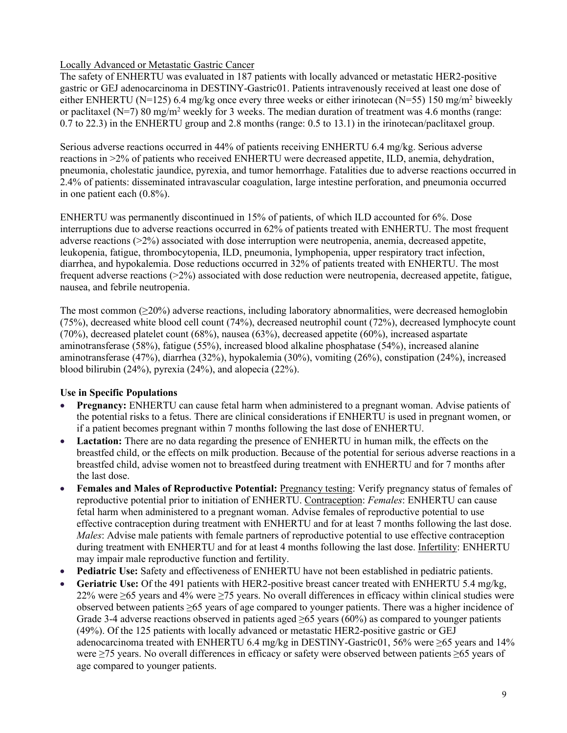Locally Advanced or Metastatic Gastric Cancer

The safety of ENHERTU was evaluated in 187 patients with locally advanced or metastatic HER2-positive gastric or GEJ adenocarcinoma in DESTINY-Gastric01. Patients intravenously received at least one dose of either ENHERTU (N=125) 6.4 mg/kg once every three weeks or either irinotecan (N=55) 150 mg/m$^2$ biweekly or paclitaxel (N=7) 80 mg/m$^2$ weekly for 3 weeks. The median duration of treatment was 4.6 months (range: 0.7 to 22.3) in the ENHERTU group and 2.8 months (range: 0.5 to 13.1) in the irinotecan/paclitaxel group.

Serious adverse reactions occurred in 44% of patients receiving ENHERTU 6.4 mg/kg. Serious adverse reactions in >2% of patients who received ENHERTU were decreased appetite, ILD, anemia, dehydration, pneumonia, cholestatic jaundice, pyrexia, and tumor hemorrhage. Fatalities due to adverse reactions occurred in 2.4% of patients: disseminated intravascular coagulation, large intestine perforation, and pneumonia occurred in one patient each (0.8%).

ENHERTU was permanently discontinued in 15% of patients, of which ILD accounted for 6%. Dose interruptions due to adverse reactions occurred in 62% of patients treated with ENHERTU. The most frequent adverse reactions (>2%) associated with dose interruption were neutropenia, anemia, decreased appetite, leukopenia, fatigue, thrombocytopenia, ILD, pneumonia, lymphopenia, upper respiratory tract infection, diarrhea, and hypokalemia. Dose reductions occurred in 32% of patients treated with ENHERTU. The most frequent adverse reactions (>2%) associated with dose reduction were neutropenia, decreased appetite, fatigue, nausea, and febrile neutropenia.

The most common (≥20%) adverse reactions, including laboratory abnormalities, were decreased hemoglobin (75%), decreased white blood cell count (74%), decreased neutrophil count (72%), decreased lymphocyte count (70%), decreased platelet count (68%), nausea (63%), decreased appetite (60%), increased aspartate aminotransferase (58%), fatigue (55%), increased blood alkaline phosphatase (54%), increased alanine aminotransferase (47%), diarrhea (32%), hypokalemia (30%), vomiting (26%), constipation (24%), increased blood bilirubin (24%), pyrexia (24%), and alopecia (22%).

**Use in Specific Populations**

- **Pregnancy:** ENHERTU can cause fetal harm when administered to a pregnant woman. Advise patients of the potential risks to a fetus. There are clinical considerations if ENHERTU is used in pregnant women, or if a patient becomes pregnant within 7 months following the last dose of ENHERTU.
- **Lactation:** There are no data regarding the presence of ENHERTU in human milk, the effects on the breastfed child, or the effects on milk production. Because of the potential for serious adverse reactions in a breastfed child, advise women not to breastfeed during treatment with ENHERTU and for 7 months after the last dose.
- **Females and Males of Reproductive Potential:** Pregnancy testing: Verify pregnancy status of females of reproductive potential prior to initiation of ENHERTU. Contraception: *Females*: ENHERTU can cause fetal harm when administered to a pregnant woman. Advise females of reproductive potential to use effective contraception during treatment with ENHERTU and for at least 7 months following the last dose. *Males*: Advise male patients with female partners of reproductive potential to use effective contraception during treatment with ENHERTU and for at least 4 months following the last dose. Infertility: ENHERTU may impair male reproductive function and fertility.
- **Pediatric Use:** Safety and effectiveness of ENHERTU have not been established in pediatric patients.
- **Geriatric Use:** Of the 491 patients with HER2-positive breast cancer treated with ENHERTU 5.4 mg/kg, 22% were ≥65 years and 4% were ≥75 years. No overall differences in efficacy within clinical studies were observed between patients ≥65 years of age compared to younger patients. There was a higher incidence of Grade 3-4 adverse reactions observed in patients aged ≥65 years (60%) as compared to younger patients (49%). Of the 125 patients with locally advanced or metastatic HER2-positive gastric or GEJ adenocarcinoma treated with ENHERTU 6.4 mg/kg in DESTINY-Gastric01, 56% were ≥65 years and 14% were ≥75 years. No overall differences in efficacy or safety were observed between patients ≥65 years of age compared to younger patients.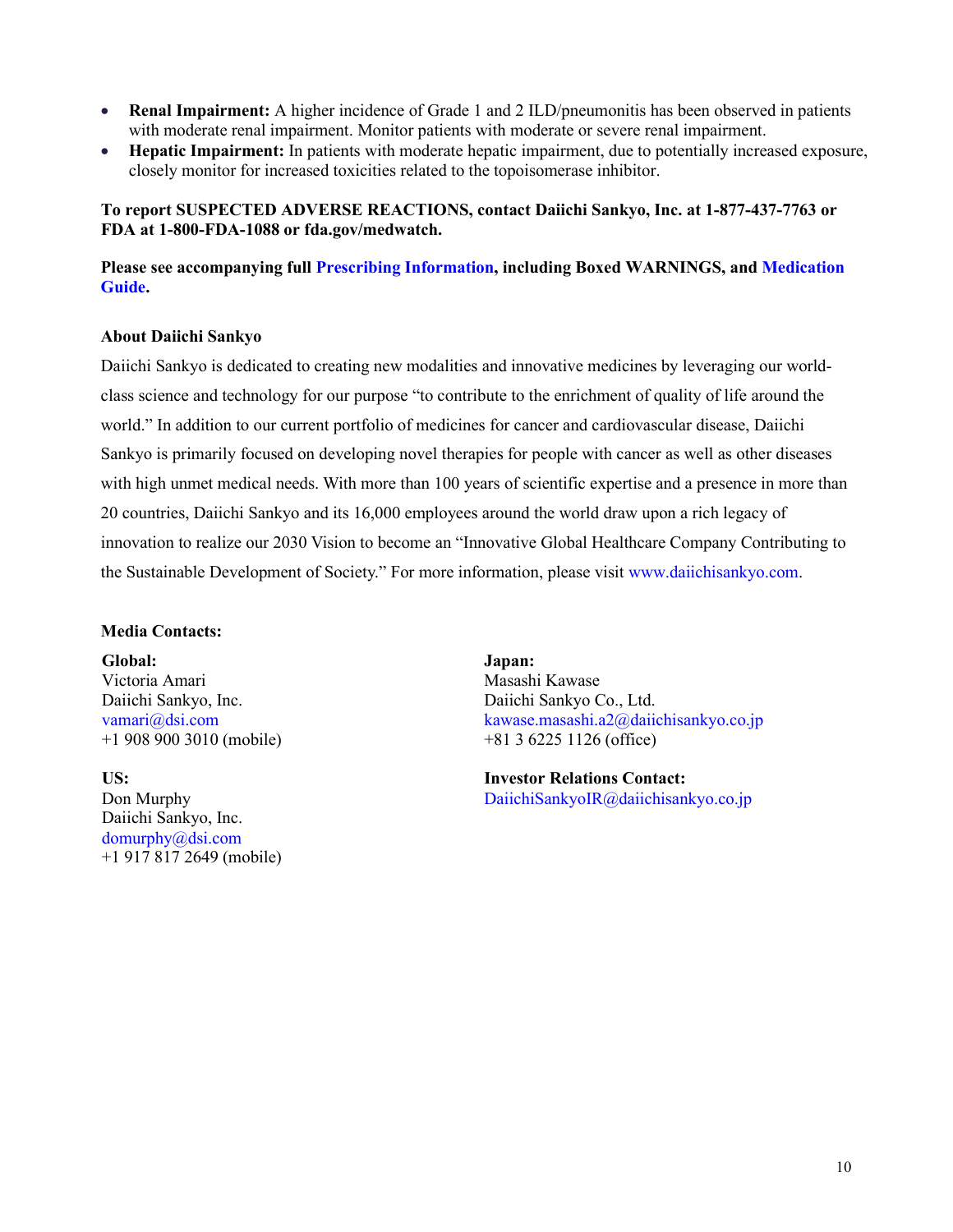- **Renal Impairment:** A higher incidence of Grade 1 and 2 ILD/pneumonitis has been observed in patients with moderate renal impairment. Monitor patients with moderate or severe renal impairment.
- **Hepatic Impairment:** In patients with moderate hepatic impairment, due to potentially increased exposure, closely monitor for increased toxicities related to the topoisomerase inhibitor.

**To report SUSPECTED ADVERSE REACTIONS, contact Daiichi Sankyo, Inc. at 1-877-437-7763 or FDA at 1-800-FDA-1088 or fda.gov/medwatch.**

**Please see accompanying full Prescribing Information, including Boxed WARNINGS, and Medication Guide.**

**About Daiichi Sankyo**

Daiichi Sankyo is dedicated to creating new modalities and innovative medicines by leveraging our world-class science and technology for our purpose "to contribute to the enrichment of quality of life around the world." In addition to our current portfolio of medicines for cancer and cardiovascular disease, Daiichi Sankyo is primarily focused on developing novel therapies for people with cancer as well as other diseases with high unmet medical needs. With more than 100 years of scientific expertise and a presence in more than 20 countries, Daiichi Sankyo and its 16,000 employees around the world draw upon a rich legacy of innovation to realize our 2030 Vision to become an "Innovative Global Healthcare Company Contributing to the Sustainable Development of Society." For more information, please visit www.daiichisankyo.com.

**Media Contacts:**

**Global:**
Victoria Amari
Daiichi Sankyo, Inc.
vamari@dsi.com
+1 908 900 3010 (mobile)

**US:**
Don Murphy
Daiichi Sankyo, Inc.
domurphy@dsi.com
+1 917 817 2649 (mobile)

**Japan:**
Masashi Kawase
Daiichi Sankyo Co., Ltd.
kawase.masashi.a2@daiichisankyo.co.jp
+81 3 6225 1126 (office)

**Investor Relations Contact:**
DaiichiSankyoIR@daiichisankyo.co.jp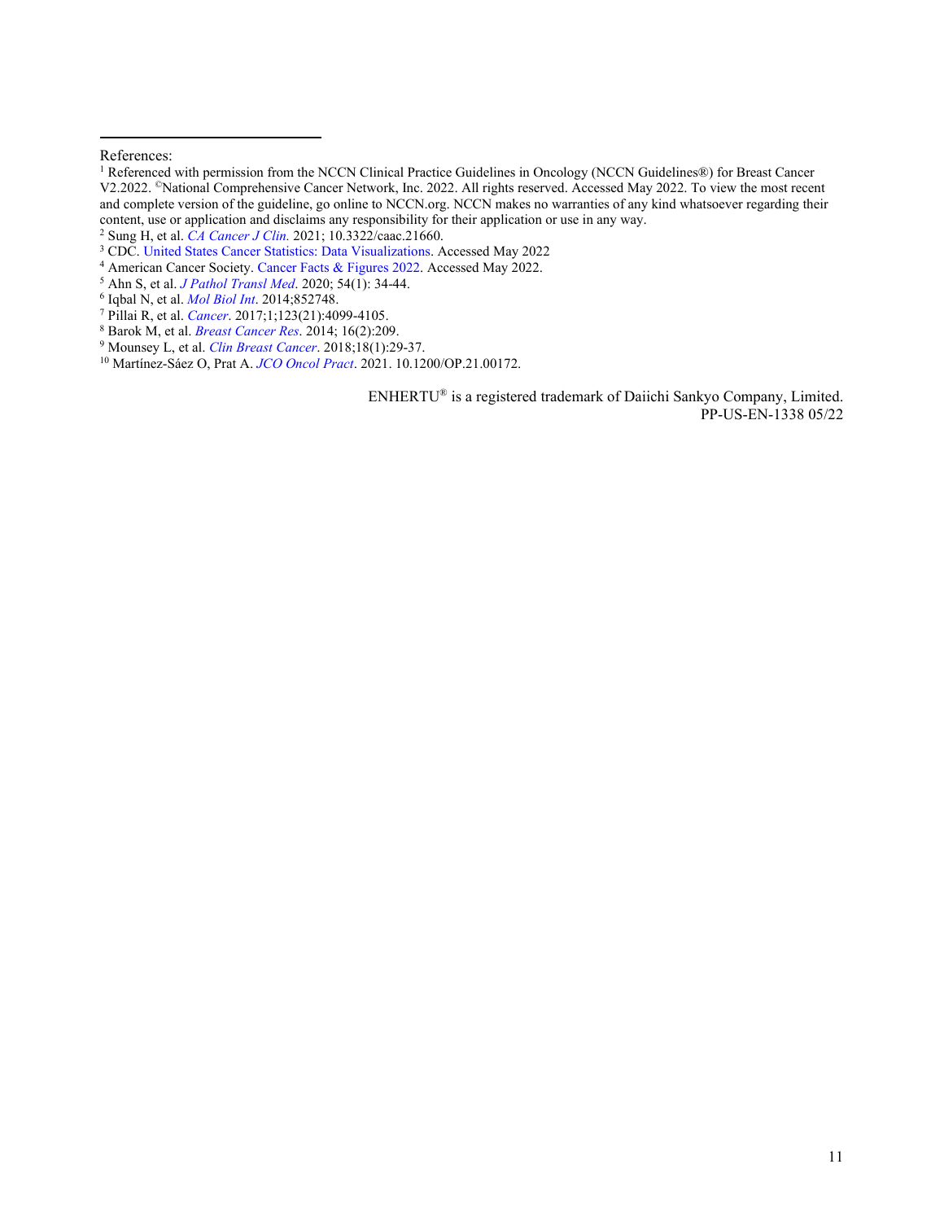References:

[1] Referenced with permission from the NCCN Clinical Practice Guidelines in Oncology (NCCN Guidelines®) for Breast Cancer V2.2022. ©National Comprehensive Cancer Network, Inc. 2022. All rights reserved. Accessed May 2022. To view the most recent and complete version of the guideline, go online to NCCN.org. NCCN makes no warranties of any kind whatsoever regarding their content, use or application and disclaims any responsibility for their application or use in any way.

[2] Sung H, et al. *CA Cancer J Clin.* 2021; 10.3322/caac.21660.

[3] CDC. United States Cancer Statistics: Data Visualizations. Accessed May 2022

[4] American Cancer Society. Cancer Facts & Figures 2022. Accessed May 2022.

[5] Ahn S, et al. *J Pathol Transl Med*. 2020; 54(1): 34-44.

[6] Iqbal N, et al. *Mol Biol Int*. 2014;852748.

[7] Pillai R, et al. *Cancer*. 2017;1;123(21):4099-4105.

[8] Barok M, et al. *Breast Cancer Res*. 2014; 16(2):209.

[9] Mounsey L, et al. *Clin Breast Cancer*. 2018;18(1):29-37.

[10] Martínez-Sáez O, Prat A. *JCO Oncol Pract*. 2021. 10.1200/OP.21.00172.

ENHERTU® is a registered trademark of Daiichi Sankyo Company, Limited.
PP-US-EN-1338 05/22